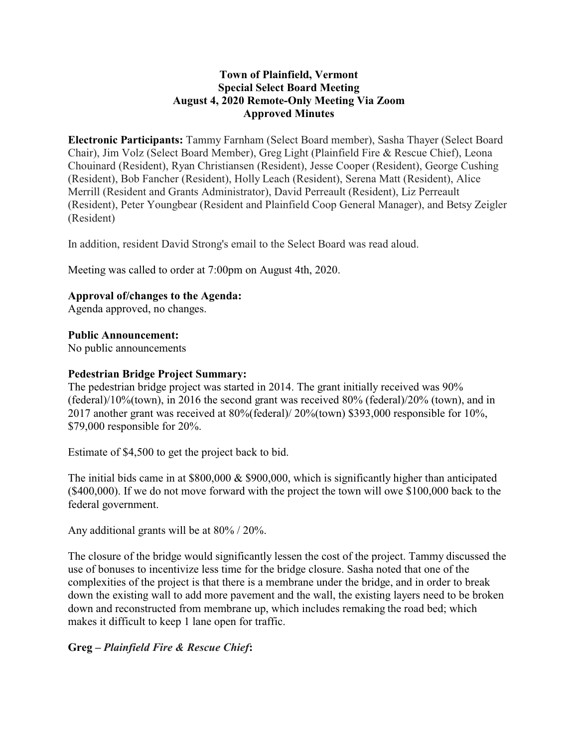**Town of Plainfield, Vermont**
**Special Select Board Meeting**
**August 4, 2020 Remote-Only Meeting Via Zoom**
**Approved Minutes**

**Electronic Participants:** Tammy Farnham (Select Board member), Sasha Thayer (Select Board Chair), Jim Volz (Select Board Member), Greg Light (Plainfield Fire & Rescue Chief), Leona Chouinard (Resident), Ryan Christiansen (Resident), Jesse Cooper (Resident), George Cushing (Resident), Bob Fancher (Resident), Holly Leach (Resident), Serena Matt (Resident), Alice Merrill (Resident and Grants Administrator), David Perreault (Resident), Liz Perreault (Resident), Peter Youngbear (Resident and Plainfield Coop General Manager), and Betsy Zeigler (Resident)

In addition, resident David Strong's email to the Select Board was read aloud.

Meeting was called to order at 7:00pm on August 4th, 2020.

**Approval of/changes to the Agenda:**
Agenda approved, no changes.

**Public Announcement:**
No public announcements

**Pedestrian Bridge Project Summary:**
The pedestrian bridge project was started in 2014. The grant initially received was 90% (federal)/10%(town), in 2016 the second grant was received 80% (federal)/20% (town), and in 2017 another grant was received at 80%(federal)/ 20%(town) $393,000 responsible for 10%, $79,000 responsible for 20%.

Estimate of $4,500 to get the project back to bid.

The initial bids came in at $800,000 & $900,000, which is significantly higher than anticipated ($400,000). If we do not move forward with the project the town will owe $100,000 back to the federal government.

Any additional grants will be at 80% / 20%.

The closure of the bridge would significantly lessen the cost of the project. Tammy discussed the use of bonuses to incentivize less time for the bridge closure. Sasha noted that one of the complexities of the project is that there is a membrane under the bridge, and in order to break down the existing wall to add more pavement and the wall, the existing layers need to be broken down and reconstructed from membrane up, which includes remaking the road bed; which makes it difficult to keep 1 lane open for traffic.

**Greg – *Plainfield Fire & Rescue Chief*:**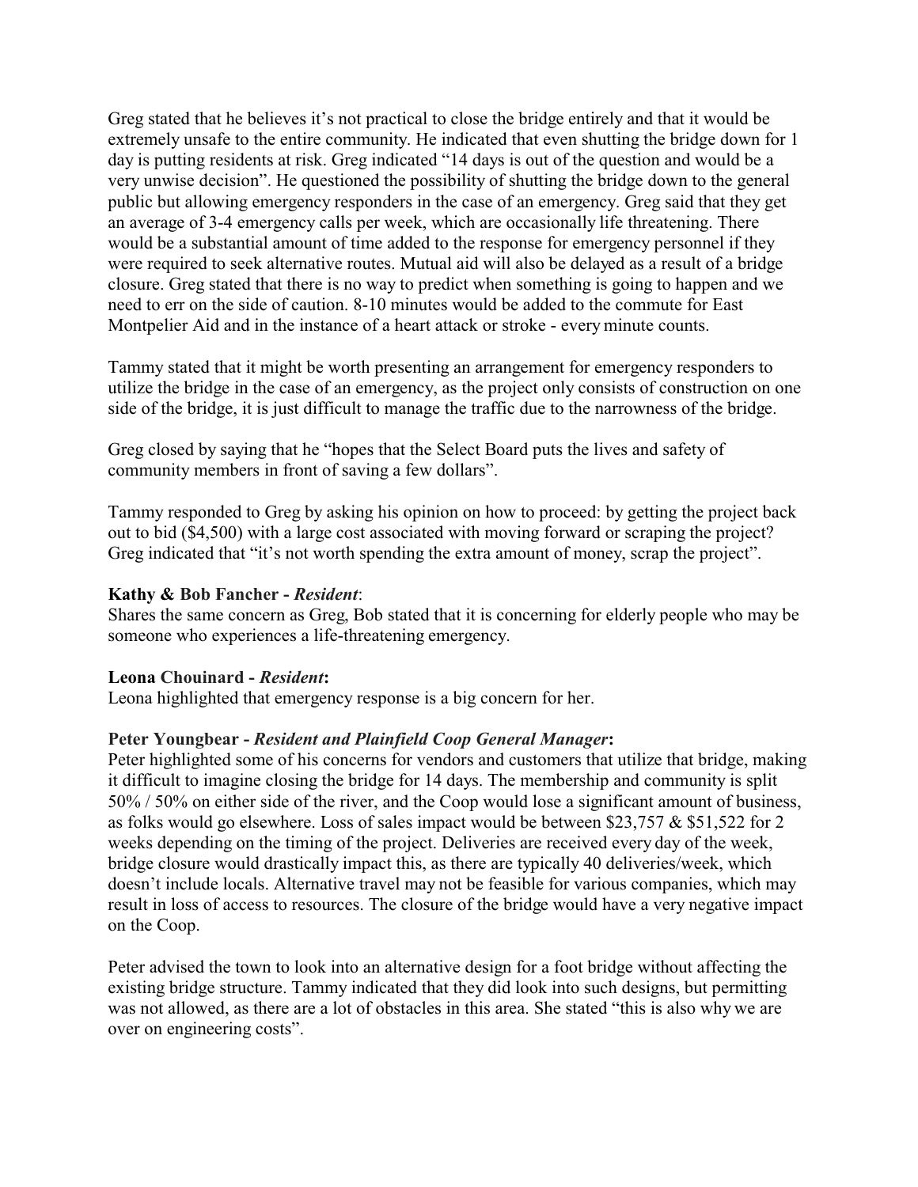Greg stated that he believes it's not practical to close the bridge entirely and that it would be extremely unsafe to the entire community. He indicated that even shutting the bridge down for 1 day is putting residents at risk. Greg indicated "14 days is out of the question and would be a very unwise decision". He questioned the possibility of shutting the bridge down to the general public but allowing emergency responders in the case of an emergency. Greg said that they get an average of 3-4 emergency calls per week, which are occasionally life threatening. There would be a substantial amount of time added to the response for emergency personnel if they were required to seek alternative routes. Mutual aid will also be delayed as a result of a bridge closure. Greg stated that there is no way to predict when something is going to happen and we need to err on the side of caution. 8-10 minutes would be added to the commute for East Montpelier Aid and in the instance of a heart attack or stroke - every minute counts.

Tammy stated that it might be worth presenting an arrangement for emergency responders to utilize the bridge in the case of an emergency, as the project only consists of construction on one side of the bridge, it is just difficult to manage the traffic due to the narrowness of the bridge.

Greg closed by saying that he "hopes that the Select Board puts the lives and safety of community members in front of saving a few dollars".

Tammy responded to Greg by asking his opinion on how to proceed: by getting the project back out to bid ($4,500) with a large cost associated with moving forward or scraping the project? Greg indicated that "it's not worth spending the extra amount of money, scrap the project".

**Kathy & Bob Fancher -** ***Resident***:
Shares the same concern as Greg, Bob stated that it is concerning for elderly people who may be someone who experiences a life-threatening emergency.

**Leona Chouinard -** ***Resident*****:**
Leona highlighted that emergency response is a big concern for her.

**Peter Youngbear -** ***Resident and Plainfield Coop General Manager*****:**
Peter highlighted some of his concerns for vendors and customers that utilize that bridge, making it difficult to imagine closing the bridge for 14 days. The membership and community is split 50% / 50% on either side of the river, and the Coop would lose a significant amount of business, as folks would go elsewhere. Loss of sales impact would be between $23,757 & $51,522 for 2 weeks depending on the timing of the project. Deliveries are received every day of the week, bridge closure would drastically impact this, as there are typically 40 deliveries/week, which doesn't include locals. Alternative travel may not be feasible for various companies, which may result in loss of access to resources. The closure of the bridge would have a very negative impact on the Coop.

Peter advised the town to look into an alternative design for a foot bridge without affecting the existing bridge structure. Tammy indicated that they did look into such designs, but permitting was not allowed, as there are a lot of obstacles in this area. She stated "this is also why we are over on engineering costs".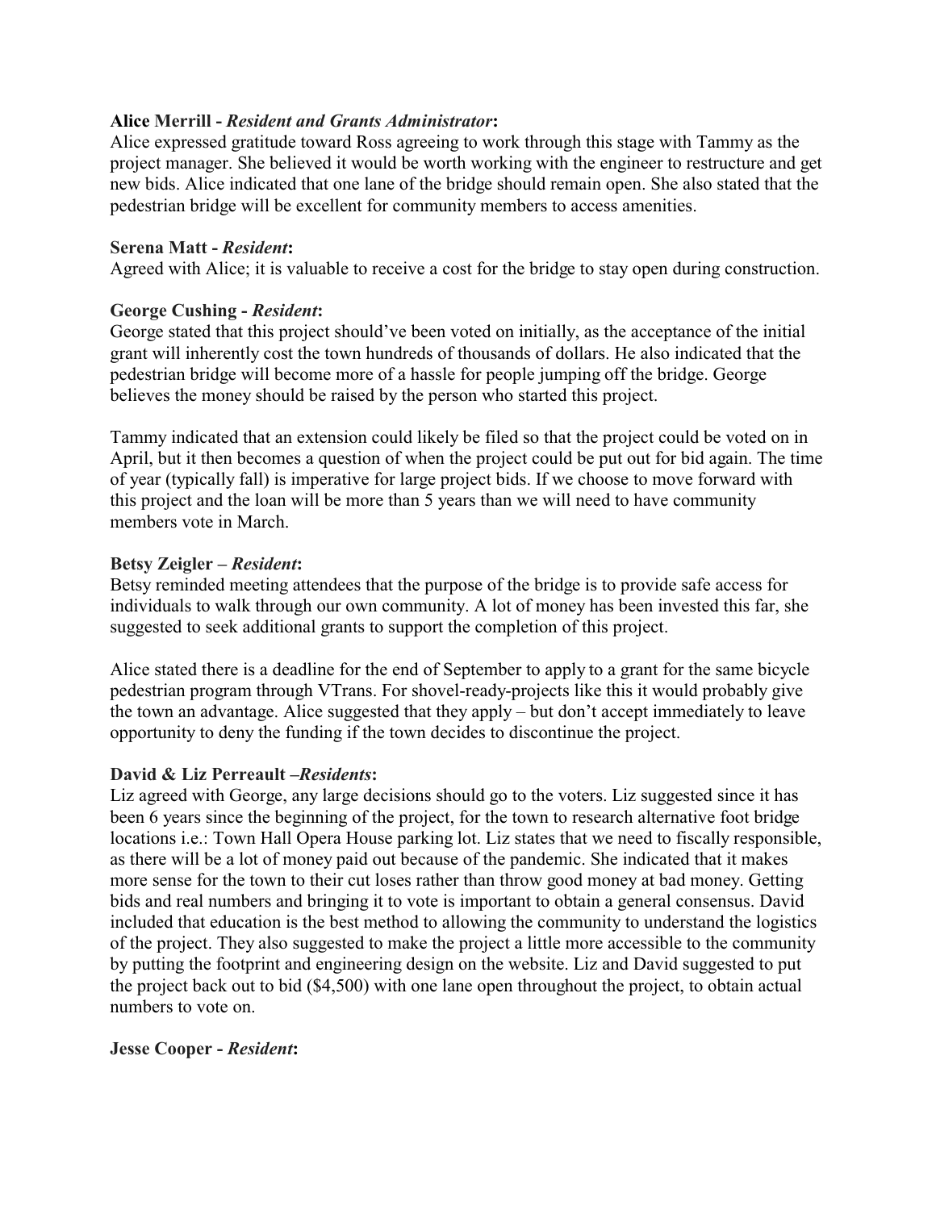**Alice Merrill -** ***Resident and Grants Administrator*****:**
Alice expressed gratitude toward Ross agreeing to work through this stage with Tammy as the project manager. She believed it would be worth working with the engineer to restructure and get new bids. Alice indicated that one lane of the bridge should remain open. She also stated that the pedestrian bridge will be excellent for community members to access amenities.

**Serena Matt -** ***Resident*****:**
Agreed with Alice; it is valuable to receive a cost for the bridge to stay open during construction.

**George Cushing -** ***Resident*****:**
George stated that this project should've been voted on initially, as the acceptance of the initial grant will inherently cost the town hundreds of thousands of dollars. He also indicated that the pedestrian bridge will become more of a hassle for people jumping off the bridge. George believes the money should be raised by the person who started this project.

Tammy indicated that an extension could likely be filed so that the project could be voted on in April, but it then becomes a question of when the project could be put out for bid again. The time of year (typically fall) is imperative for large project bids. If we choose to move forward with this project and the loan will be more than 5 years than we will need to have community members vote in March.

**Betsy Zeigler –** ***Resident*****:**
Betsy reminded meeting attendees that the purpose of the bridge is to provide safe access for individuals to walk through our own community. A lot of money has been invested this far, she suggested to seek additional grants to support the completion of this project.

Alice stated there is a deadline for the end of September to apply to a grant for the same bicycle pedestrian program through VTrans. For shovel-ready-projects like this it would probably give the town an advantage. Alice suggested that they apply – but don't accept immediately to leave opportunity to deny the funding if the town decides to discontinue the project.

**David & Liz Perreault –*****Residents*****:**
Liz agreed with George, any large decisions should go to the voters. Liz suggested since it has been 6 years since the beginning of the project, for the town to research alternative foot bridge locations i.e.: Town Hall Opera House parking lot. Liz states that we need to fiscally responsible, as there will be a lot of money paid out because of the pandemic. She indicated that it makes more sense for the town to their cut loses rather than throw good money at bad money. Getting bids and real numbers and bringing it to vote is important to obtain a general consensus. David included that education is the best method to allowing the community to understand the logistics of the project. They also suggested to make the project a little more accessible to the community by putting the footprint and engineering design on the website. Liz and David suggested to put the project back out to bid ($4,500) with one lane open throughout the project, to obtain actual numbers to vote on.

**Jesse Cooper -** ***Resident*****:**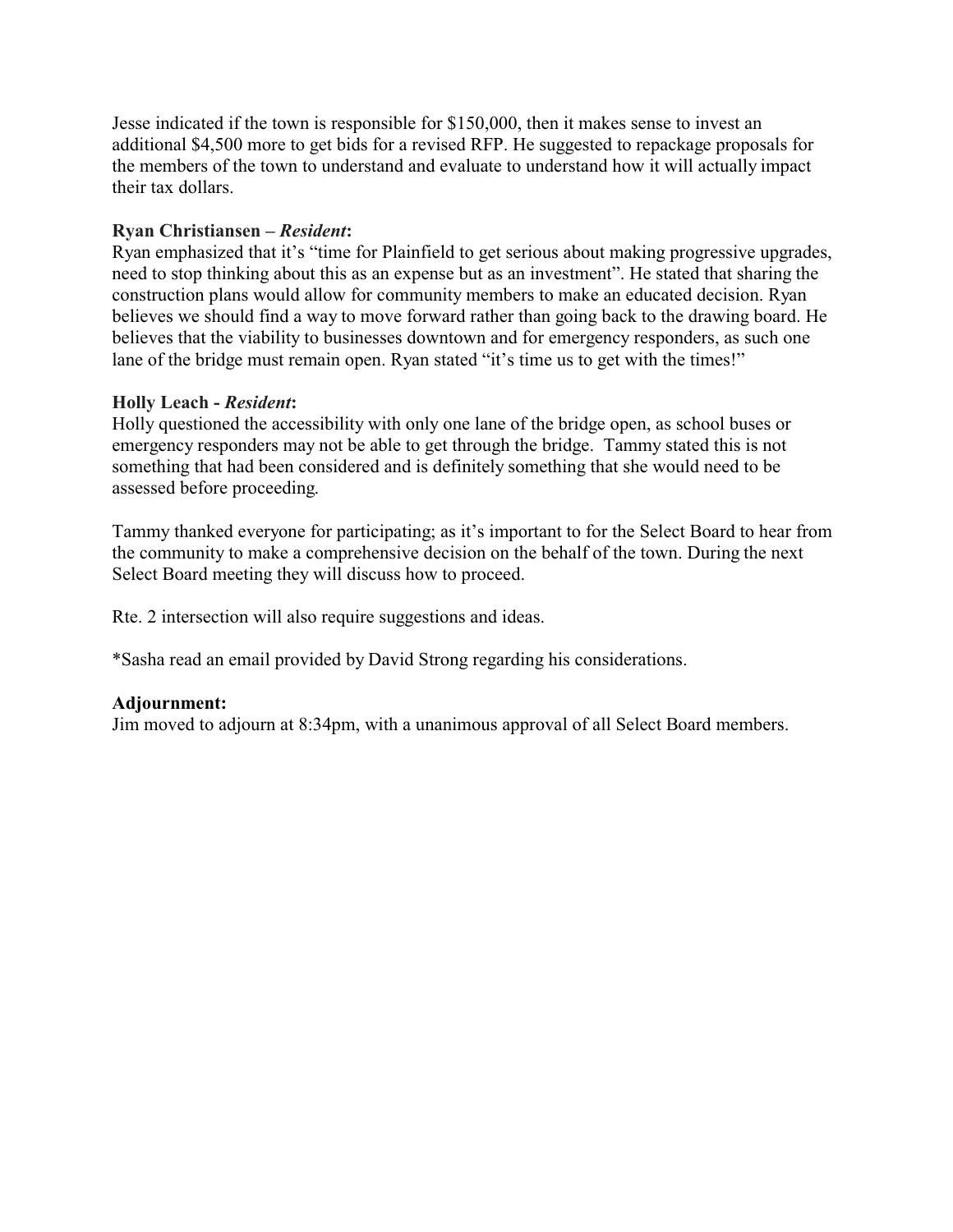Jesse indicated if the town is responsible for $150,000, then it makes sense to invest an additional $4,500 more to get bids for a revised RFP. He suggested to repackage proposals for the members of the town to understand and evaluate to understand how it will actually impact their tax dollars.

**Ryan Christiansen –** ***Resident*****:**
Ryan emphasized that it's "time for Plainfield to get serious about making progressive upgrades, need to stop thinking about this as an expense but as an investment". He stated that sharing the construction plans would allow for community members to make an educated decision. Ryan believes we should find a way to move forward rather than going back to the drawing board. He believes that the viability to businesses downtown and for emergency responders, as such one lane of the bridge must remain open. Ryan stated "it's time us to get with the times!"

**Holly Leach -** ***Resident*****:**
Holly questioned the accessibility with only one lane of the bridge open, as school buses or emergency responders may not be able to get through the bridge. Tammy stated this is not something that had been considered and is definitely something that she would need to be assessed before proceeding.

Tammy thanked everyone for participating; as it's important to for the Select Board to hear from the community to make a comprehensive decision on the behalf of the town. During the next Select Board meeting they will discuss how to proceed.

Rte. 2 intersection will also require suggestions and ideas.

*Sasha read an email provided by David Strong regarding his considerations.

**Adjournment:**
Jim moved to adjourn at 8:34pm, with a unanimous approval of all Select Board members.